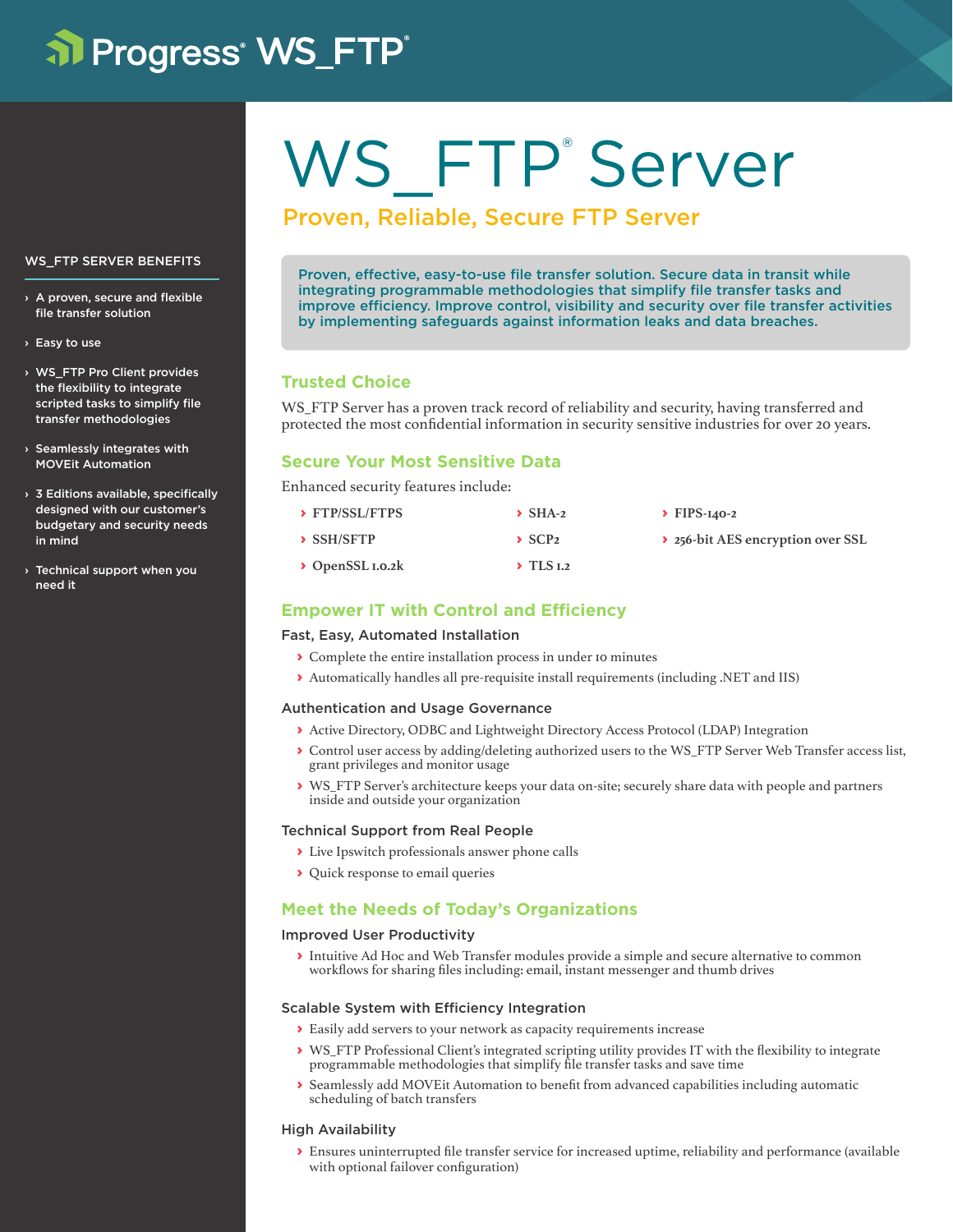Progress® WS_FTP®

# WS_FTP® Server

## Proven, Reliable, Secure FTP Server

**Proven, effective, easy-to-use file transfer solution. Secure data in transit while integrating programmable methodologies that simplify file transfer tasks and improve efficiency. Improve control, visibility and security over file transfer activities by implementing safeguards against information leaks and data breaches.**

### Trusted Choice

WS_FTP Server has a proven track record of reliability and security, having transferred and protected the most confidential information in security sensitive industries for over 20 years.

### Secure Your Most Sensitive Data

Enhanced security features include:

- **FTP/SSL/FTPS**
- **SSH/SFTP**
- **OpenSSL 1.0.2k**
- **SHA-2**
- **SCP2**
- **TLS 1.2**
- **FIPS-140-2**
- **256-bit AES encryption over SSL**

### Empower IT with Control and Efficiency

#### Fast, Easy, Automated Installation

- Complete the entire installation process in under 10 minutes
- Automatically handles all pre-requisite install requirements (including .NET and IIS)

#### Authentication and Usage Governance

- Active Directory, ODBC and Lightweight Directory Access Protocol (LDAP) Integration
- Control user access by adding/deleting authorized users to the WS_FTP Server Web Transfer access list, grant privileges and monitor usage
- WS_FTP Server's architecture keeps your data on-site; securely share data with people and partners inside and outside your organization

#### Technical Support from Real People

- Live Ipswitch professionals answer phone calls
- Quick response to email queries

### Meet the Needs of Today's Organizations

#### Improved User Productivity

- Intuitive Ad Hoc and Web Transfer modules provide a simple and secure alternative to common workflows for sharing files including: email, instant messenger and thumb drives

#### Scalable System with Efficiency Integration

- Easily add servers to your network as capacity requirements increase
- WS_FTP Professional Client's integrated scripting utility provides IT with the flexibility to integrate programmable methodologies that simplify file transfer tasks and save time
- Seamlessly add MOVEit Automation to benefit from advanced capabilities including automatic scheduling of batch transfers

#### High Availability

- Ensures uninterrupted file transfer service for increased uptime, reliability and performance (available with optional failover configuration)

### WS_FTP SERVER BENEFITS

- A proven, secure and flexible file transfer solution
- Easy to use
- WS_FTP Pro Client provides the flexibility to integrate scripted tasks to simplify file transfer methodologies
- Seamlessly integrates with MOVEit Automation
- 3 Editions available, specifically designed with our customer's budgetary and security needs in mind
- Technical support when you need it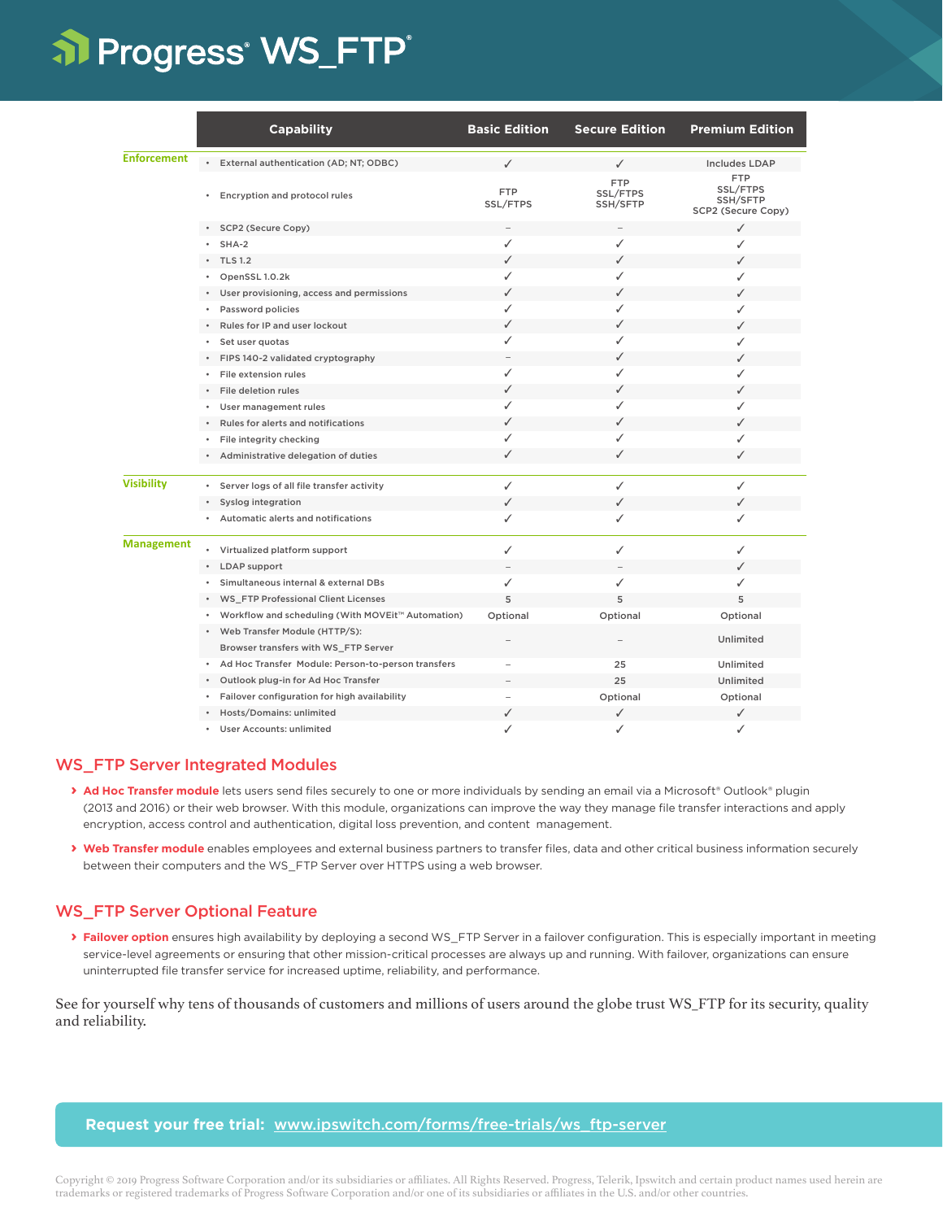| | Capability | Basic Edition | Secure Edition | Premium Edition |
|---|---|---|---|---|
| **Enforcement** | • External authentication (AD; NT; ODBC) | ✓ | ✓ | Includes LDAP |
| | • Encryption and protocol rules | FTP SSL/FTPS | FTP SSL/FTPS SSH/SFTP | FTP SSL/FTPS SSH/SFTP SCP2 (Secure Copy) |
| | • SCP2 (Secure Copy) | – | – | ✓ |
| | • SHA-2 | ✓ | ✓ | ✓ |
| | • TLS 1.2 | ✓ | ✓ | ✓ |
| | • OpenSSL 1.0.2k | ✓ | ✓ | ✓ |
| | • User provisioning, access and permissions | ✓ | ✓ | ✓ |
| | • Password policies | ✓ | ✓ | ✓ |
| | • Rules for IP and user lockout | ✓ | ✓ | ✓ |
| | • Set user quotas | ✓ | ✓ | ✓ |
| | • FIPS 140-2 validated cryptography | – | ✓ | ✓ |
| | • File extension rules | ✓ | ✓ | ✓ |
| | • File deletion rules | ✓ | ✓ | ✓ |
| | • User management rules | ✓ | ✓ | ✓ |
| | • Rules for alerts and notifications | ✓ | ✓ | ✓ |
| | • File integrity checking | ✓ | ✓ | ✓ |
| | • Administrative delegation of duties | ✓ | ✓ | ✓ |
| **Visibility** | • Server logs of all file transfer activity | ✓ | ✓ | ✓ |
| | • Syslog integration | ✓ | ✓ | ✓ |
| | • Automatic alerts and notifications | ✓ | ✓ | ✓ |
| **Management** | • Virtualized platform support | ✓ | ✓ | ✓ |
| | • LDAP support | – | – | ✓ |
| | • Simultaneous internal & external DBs | ✓ | ✓ | ✓ |
| | • WS_FTP Professional Client Licenses | 5 | 5 | 5 |
| | • Workflow and scheduling (With MOVEit™ Automation) | Optional | Optional | Optional |
| | • Web Transfer Module (HTTP/S): Browser transfers with WS_FTP Server | – | – | Unlimited |
| | • Ad Hoc Transfer Module: Person-to-person transfers | – | 25 | Unlimited |
| | • Outlook plug-in for Ad Hoc Transfer | – | 25 | Unlimited |
| | • Failover configuration for high availability | – | Optional | Optional |
| | • Hosts/Domains: unlimited | ✓ | ✓ | ✓ |
| | • User Accounts: unlimited | ✓ | ✓ | ✓ |

## WS_FTP Server Integrated Modules

- **Ad Hoc Transfer module** lets users send files securely to one or more individuals by sending an email via a Microsoft® Outlook® plugin (2013 and 2016) or their web browser. With this module, organizations can improve the way they manage file transfer interactions and apply encryption, access control and authentication, digital loss prevention, and content management.
- **Web Transfer module** enables employees and external business partners to transfer files, data and other critical business information securely between their computers and the WS_FTP Server over HTTPS using a web browser.

## WS_FTP Server Optional Feature

- **Failover option** ensures high availability by deploying a second WS_FTP Server in a failover configuration. This is especially important in meeting service-level agreements or ensuring that other mission-critical processes are always up and running. With failover, organizations can ensure uninterrupted file transfer service for increased uptime, reliability, and performance.

See for yourself why tens of thousands of customers and millions of users around the globe trust WS_FTP for its security, quality and reliability.

**Request your free trial:** www.ipswitch.com/forms/free-trials/ws_ftp-server

Copyright © 2019 Progress Software Corporation and/or its subsidiaries or affiliates. All Rights Reserved. Progress, Telerik, Ipswitch and certain product names used herein are trademarks or registered trademarks of Progress Software Corporation and/or one of its subsidiaries or affiliates in the U.S. and/or other countries.